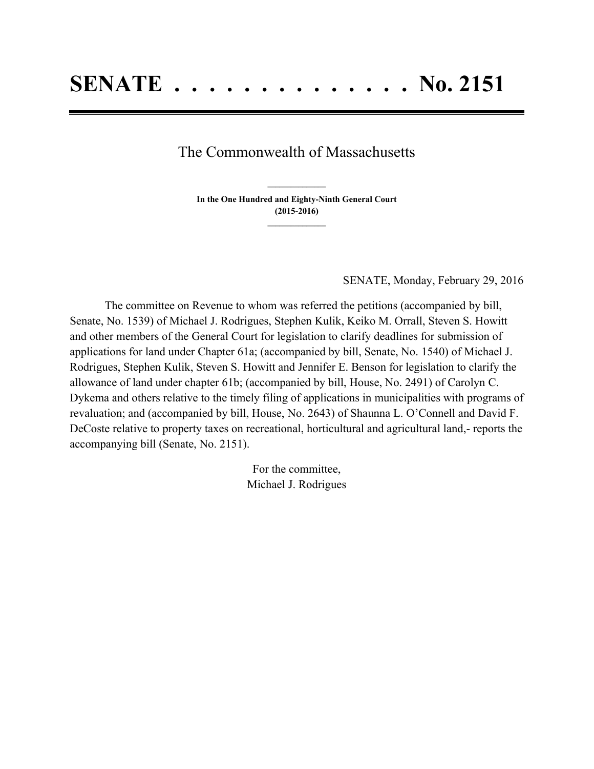# SENATE . . . . . . . . . . . . . . No. 2151

The Commonwealth of Massachusetts

---

**In the One Hundred and Eighty-Ninth General Court**
**(2015-2016)**

---

SENATE, Monday, February 29, 2016

The committee on Revenue to whom was referred the petitions (accompanied by bill, Senate, No. 1539) of Michael J. Rodrigues, Stephen Kulik, Keiko M. Orrall, Steven S. Howitt and other members of the General Court for legislation to clarify deadlines for submission of applications for land under Chapter 61a; (accompanied by bill, Senate, No. 1540) of Michael J. Rodrigues, Stephen Kulik, Steven S. Howitt and Jennifer E. Benson for legislation to clarify the allowance of land under chapter 61b; (accompanied by bill, House, No. 2491) of Carolyn C. Dykema and others relative to the timely filing of applications in municipalities with programs of revaluation; and (accompanied by bill, House, No. 2643) of Shaunna L. O'Connell and David F. DeCoste relative to property taxes on recreational, horticultural and agricultural land,- reports the accompanying bill (Senate, No. 2151).

For the committee,
Michael J. Rodrigues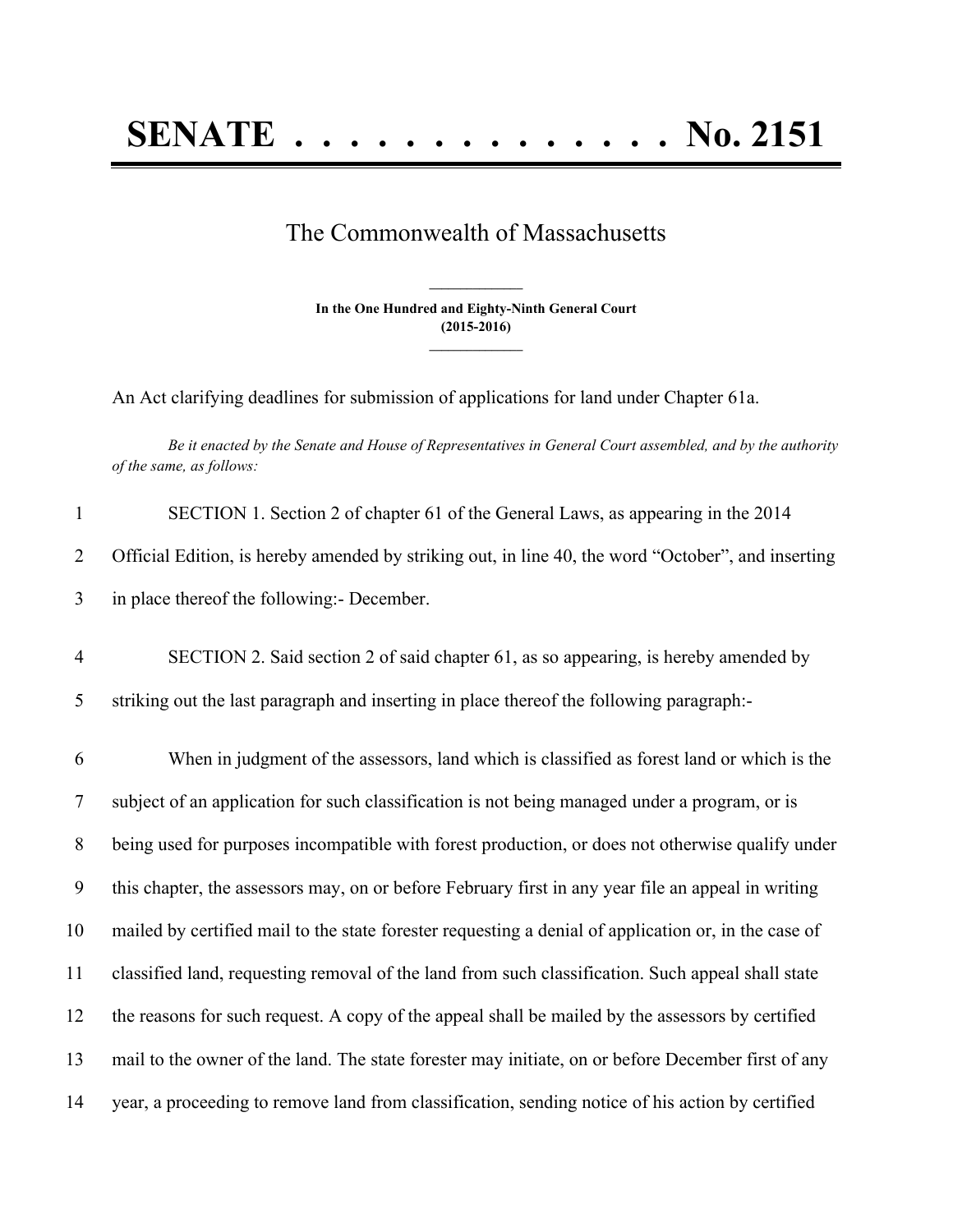# SENATE . . . . . . . . . . . . . . No. 2151

The Commonwealth of Massachusetts

**In the One Hundred and Eighty-Ninth General Court**
**(2015-2016)**

An Act clarifying deadlines for submission of applications for land under Chapter 61a.

*Be it enacted by the Senate and House of Representatives in General Court assembled, and by the authority of the same, as follows:*

1 SECTION 1. Section 2 of chapter 61 of the General Laws, as appearing in the 2014
2 Official Edition, is hereby amended by striking out, in line 40, the word "October", and inserting
3 in place thereof the following:- December.

4 SECTION 2. Said section 2 of said chapter 61, as so appearing, is hereby amended by
5 striking out the last paragraph and inserting in place thereof the following paragraph:-

6 When in judgment of the assessors, land which is classified as forest land or which is the
7 subject of an application for such classification is not being managed under a program, or is
8 being used for purposes incompatible with forest production, or does not otherwise qualify under
9 this chapter, the assessors may, on or before February first in any year file an appeal in writing
10 mailed by certified mail to the state forester requesting a denial of application or, in the case of
11 classified land, requesting removal of the land from such classification. Such appeal shall state
12 the reasons for such request. A copy of the appeal shall be mailed by the assessors by certified
13 mail to the owner of the land. The state forester may initiate, on or before December first of any
14 year, a proceeding to remove land from classification, sending notice of his action by certified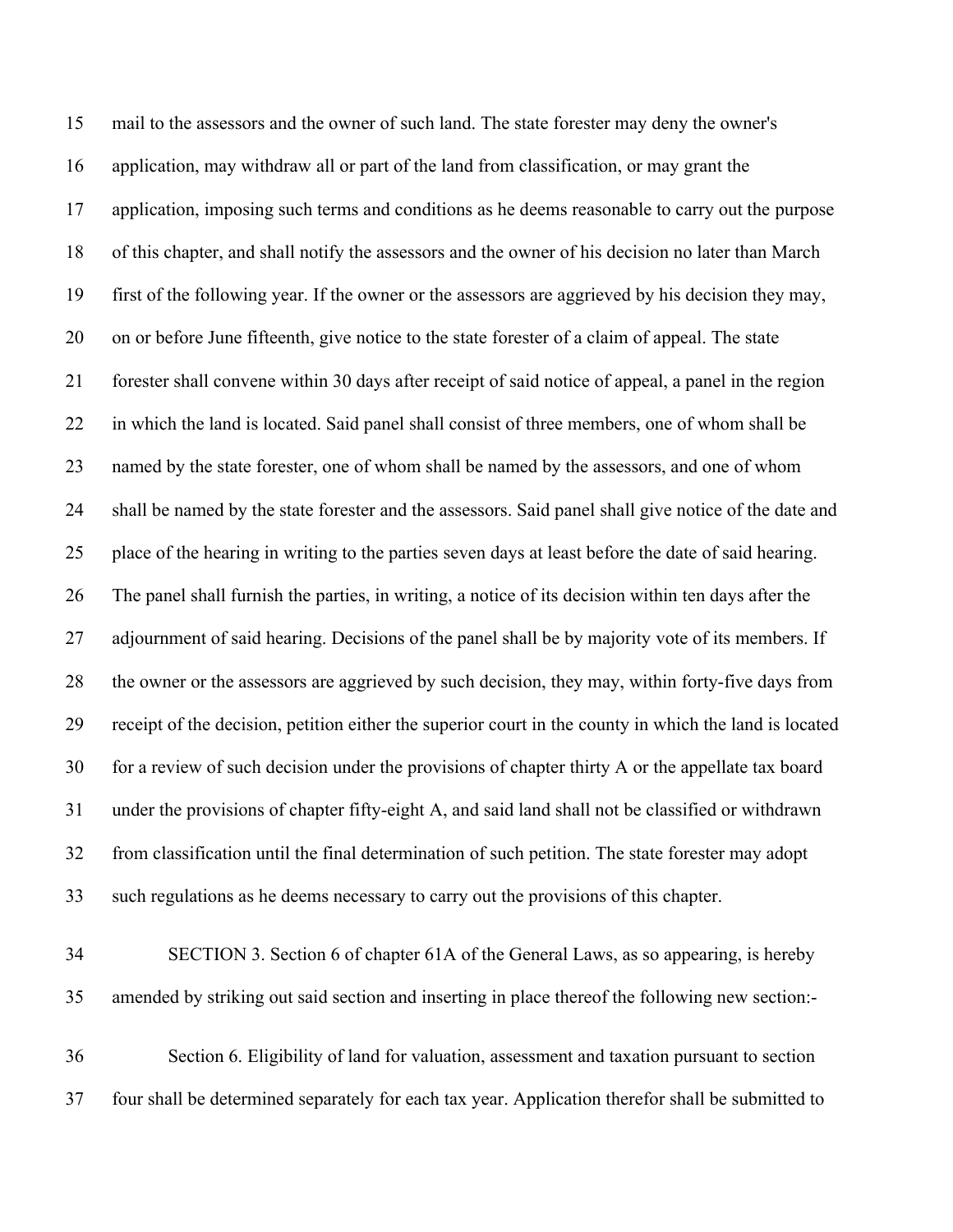mail to the assessors and the owner of such land. The state forester may deny the owner's application, may withdraw all or part of the land from classification, or may grant the application, imposing such terms and conditions as he deems reasonable to carry out the purpose of this chapter, and shall notify the assessors and the owner of his decision no later than March first of the following year. If the owner or the assessors are aggrieved by his decision they may, on or before June fifteenth, give notice to the state forester of a claim of appeal. The state forester shall convene within 30 days after receipt of said notice of appeal, a panel in the region in which the land is located. Said panel shall consist of three members, one of whom shall be named by the state forester, one of whom shall be named by the assessors, and one of whom shall be named by the state forester and the assessors. Said panel shall give notice of the date and place of the hearing in writing to the parties seven days at least before the date of said hearing. The panel shall furnish the parties, in writing, a notice of its decision within ten days after the adjournment of said hearing. Decisions of the panel shall be by majority vote of its members. If the owner or the assessors are aggrieved by such decision, they may, within forty-five days from receipt of the decision, petition either the superior court in the county in which the land is located for a review of such decision under the provisions of chapter thirty A or the appellate tax board under the provisions of chapter fifty-eight A, and said land shall not be classified or withdrawn from classification until the final determination of such petition. The state forester may adopt such regulations as he deems necessary to carry out the provisions of this chapter.

SECTION 3. Section 6 of chapter 61A of the General Laws, as so appearing, is hereby amended by striking out said section and inserting in place thereof the following new section:-

Section 6. Eligibility of land for valuation, assessment and taxation pursuant to section four shall be determined separately for each tax year. Application therefor shall be submitted to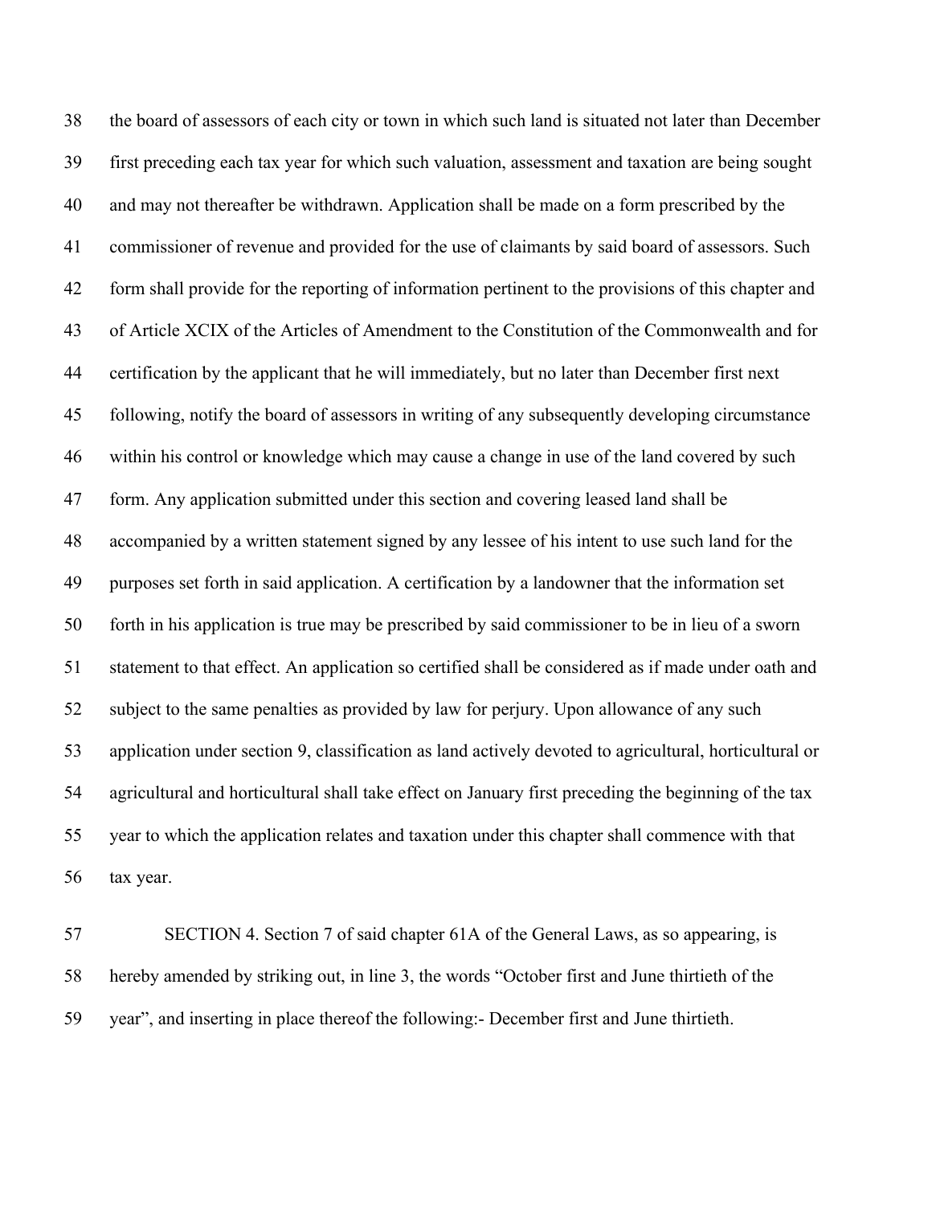the board of assessors of each city or town in which such land is situated not later than December first preceding each tax year for which such valuation, assessment and taxation are being sought and may not thereafter be withdrawn. Application shall be made on a form prescribed by the commissioner of revenue and provided for the use of claimants by said board of assessors. Such form shall provide for the reporting of information pertinent to the provisions of this chapter and of Article XCIX of the Articles of Amendment to the Constitution of the Commonwealth and for certification by the applicant that he will immediately, but no later than December first next following, notify the board of assessors in writing of any subsequently developing circumstance within his control or knowledge which may cause a change in use of the land covered by such form. Any application submitted under this section and covering leased land shall be accompanied by a written statement signed by any lessee of his intent to use such land for the purposes set forth in said application. A certification by a landowner that the information set forth in his application is true may be prescribed by said commissioner to be in lieu of a sworn statement to that effect. An application so certified shall be considered as if made under oath and subject to the same penalties as provided by law for perjury. Upon allowance of any such application under section 9, classification as land actively devoted to agricultural, horticultural or agricultural and horticultural shall take effect on January first preceding the beginning of the tax year to which the application relates and taxation under this chapter shall commence with that tax year.

SECTION 4. Section 7 of said chapter 61A of the General Laws, as so appearing, is hereby amended by striking out, in line 3, the words "October first and June thirtieth of the year", and inserting in place thereof the following:- December first and June thirtieth.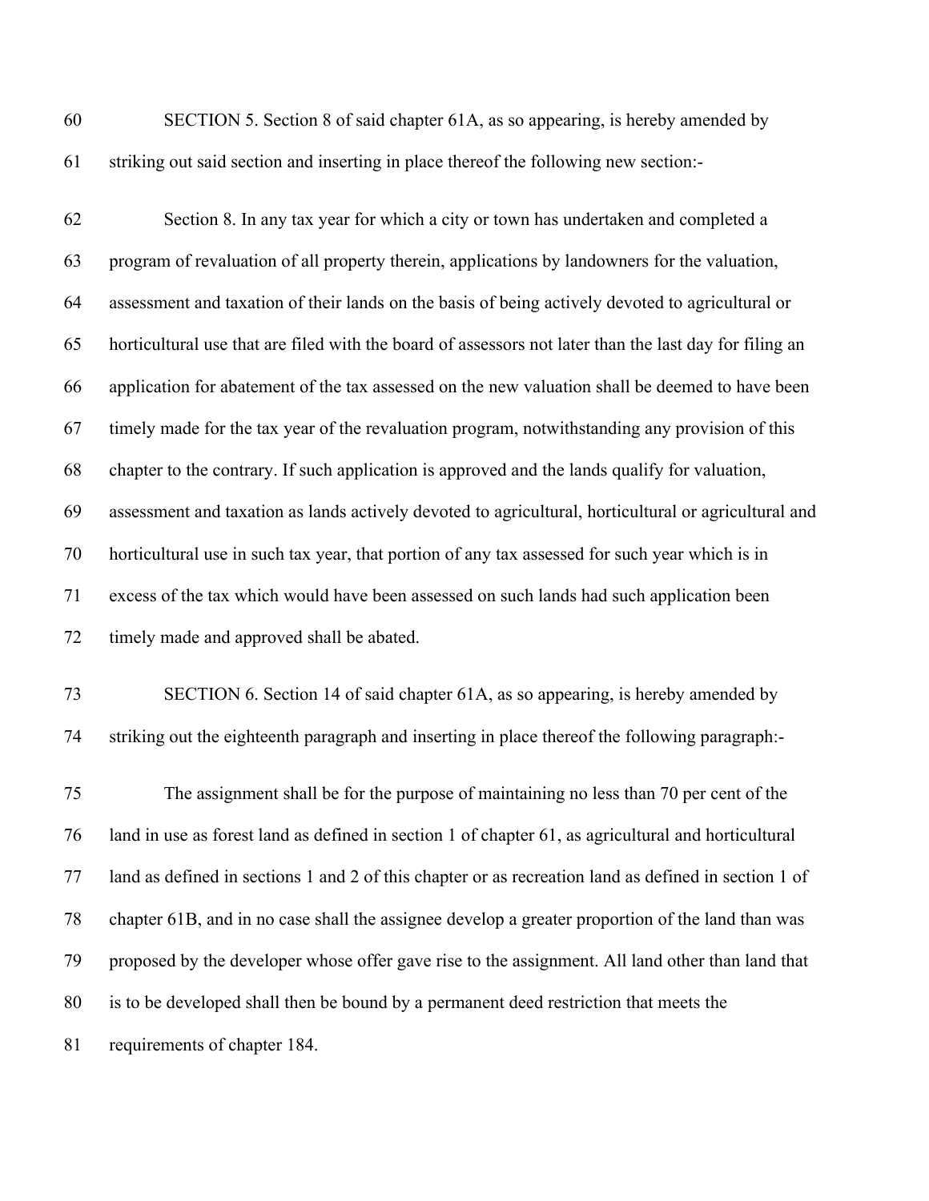SECTION 5. Section 8 of said chapter 61A, as so appearing, is hereby amended by striking out said section and inserting in place thereof the following new section:-

Section 8. In any tax year for which a city or town has undertaken and completed a program of revaluation of all property therein, applications by landowners for the valuation, assessment and taxation of their lands on the basis of being actively devoted to agricultural or horticultural use that are filed with the board of assessors not later than the last day for filing an application for abatement of the tax assessed on the new valuation shall be deemed to have been timely made for the tax year of the revaluation program, notwithstanding any provision of this chapter to the contrary. If such application is approved and the lands qualify for valuation, assessment and taxation as lands actively devoted to agricultural, horticultural or agricultural and horticultural use in such tax year, that portion of any tax assessed for such year which is in excess of the tax which would have been assessed on such lands had such application been timely made and approved shall be abated.

SECTION 6. Section 14 of said chapter 61A, as so appearing, is hereby amended by striking out the eighteenth paragraph and inserting in place thereof the following paragraph:-

The assignment shall be for the purpose of maintaining no less than 70 per cent of the land in use as forest land as defined in section 1 of chapter 61, as agricultural and horticultural land as defined in sections 1 and 2 of this chapter or as recreation land as defined in section 1 of chapter 61B, and in no case shall the assignee develop a greater proportion of the land than was proposed by the developer whose offer gave rise to the assignment. All land other than land that is to be developed shall then be bound by a permanent deed restriction that meets the requirements of chapter 184.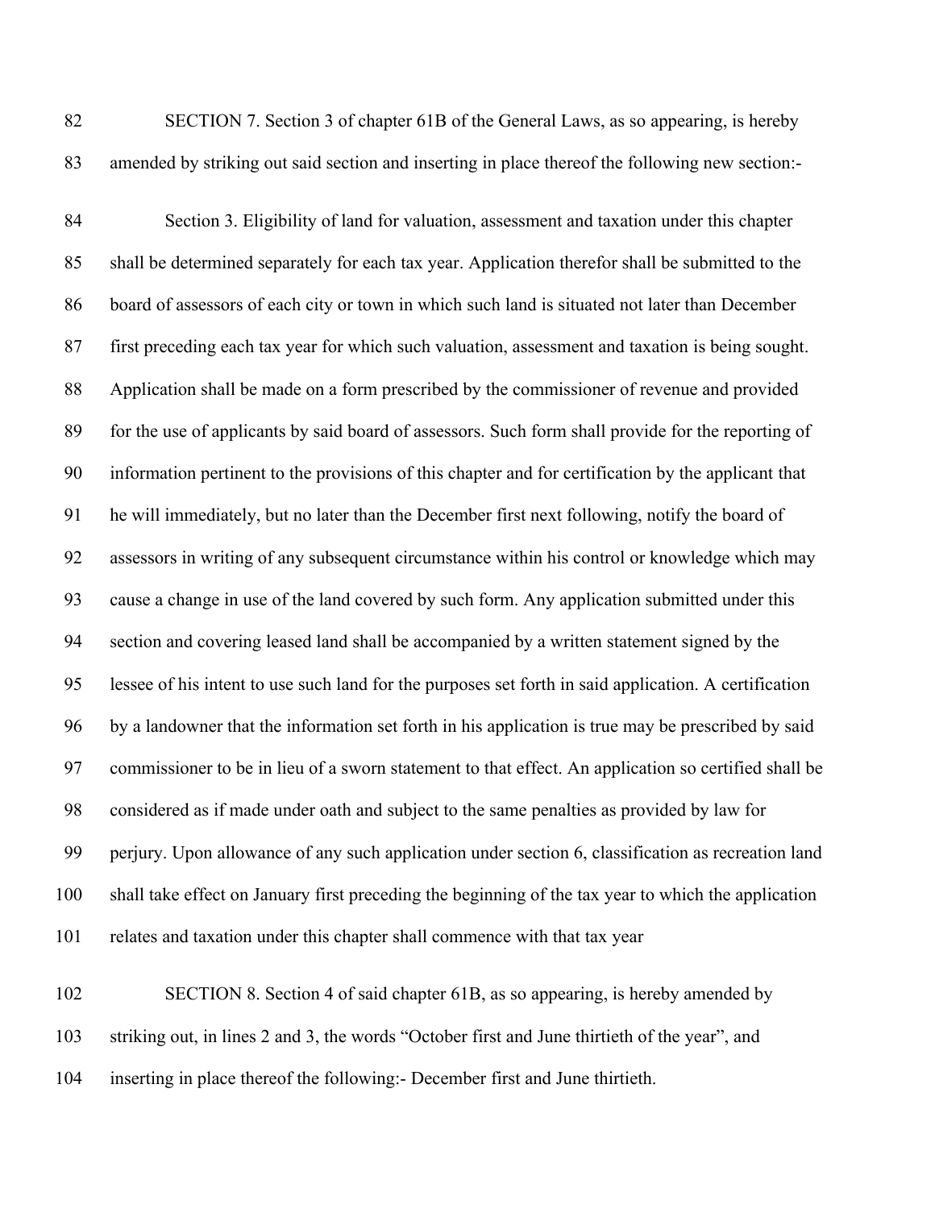SECTION 7. Section 3 of chapter 61B of the General Laws, as so appearing, is hereby amended by striking out said section and inserting in place thereof the following new section:-

Section 3. Eligibility of land for valuation, assessment and taxation under this chapter shall be determined separately for each tax year. Application therefor shall be submitted to the board of assessors of each city or town in which such land is situated not later than December first preceding each tax year for which such valuation, assessment and taxation is being sought. Application shall be made on a form prescribed by the commissioner of revenue and provided for the use of applicants by said board of assessors. Such form shall provide for the reporting of information pertinent to the provisions of this chapter and for certification by the applicant that he will immediately, but no later than the December first next following, notify the board of assessors in writing of any subsequent circumstance within his control or knowledge which may cause a change in use of the land covered by such form. Any application submitted under this section and covering leased land shall be accompanied by a written statement signed by the lessee of his intent to use such land for the purposes set forth in said application. A certification by a landowner that the information set forth in his application is true may be prescribed by said commissioner to be in lieu of a sworn statement to that effect. An application so certified shall be considered as if made under oath and subject to the same penalties as provided by law for perjury. Upon allowance of any such application under section 6, classification as recreation land shall take effect on January first preceding the beginning of the tax year to which the application relates and taxation under this chapter shall commence with that tax year

SECTION 8. Section 4 of said chapter 61B, as so appearing, is hereby amended by striking out, in lines 2 and 3, the words "October first and June thirtieth of the year", and inserting in place thereof the following:- December first and June thirtieth.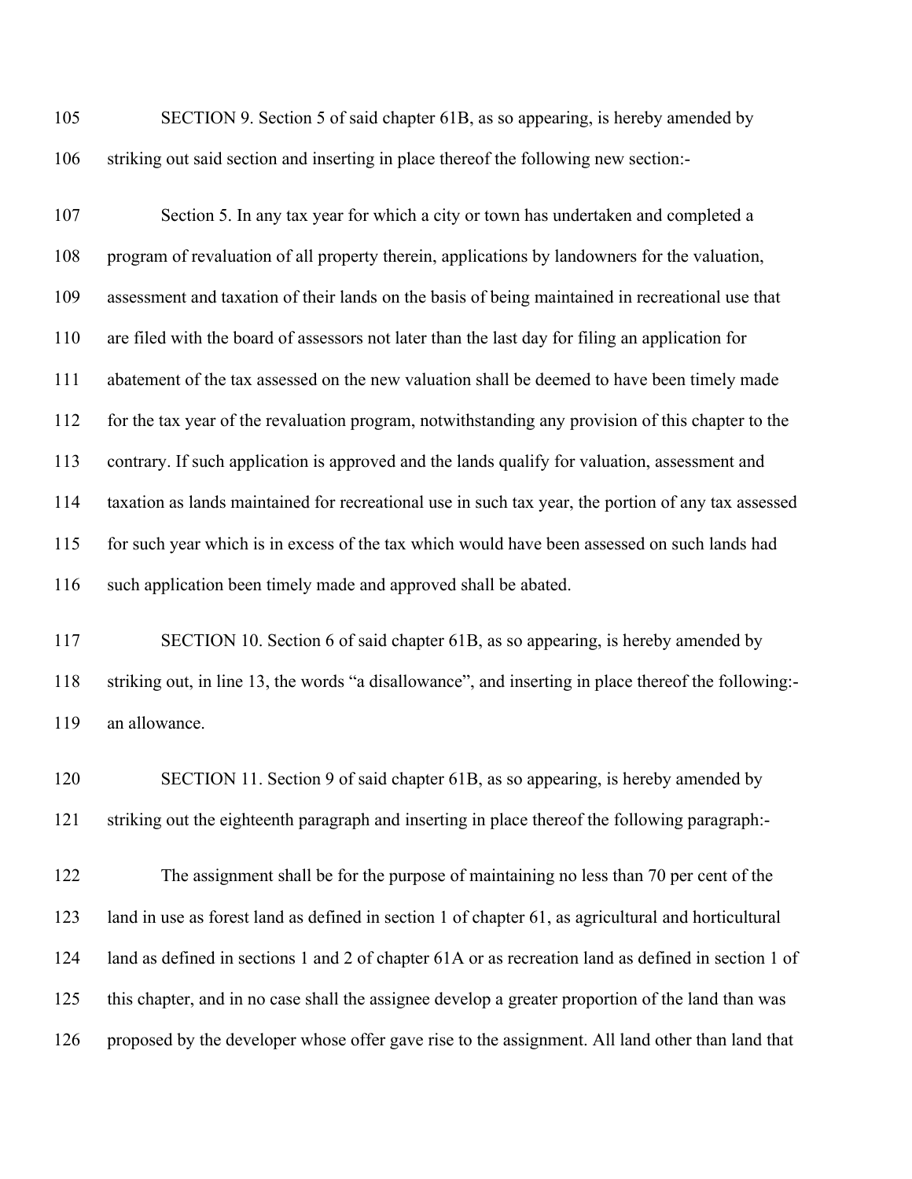SECTION 9. Section 5 of said chapter 61B, as so appearing, is hereby amended by striking out said section and inserting in place thereof the following new section:-

Section 5. In any tax year for which a city or town has undertaken and completed a program of revaluation of all property therein, applications by landowners for the valuation, assessment and taxation of their lands on the basis of being maintained in recreational use that are filed with the board of assessors not later than the last day for filing an application for abatement of the tax assessed on the new valuation shall be deemed to have been timely made for the tax year of the revaluation program, notwithstanding any provision of this chapter to the contrary. If such application is approved and the lands qualify for valuation, assessment and taxation as lands maintained for recreational use in such tax year, the portion of any tax assessed for such year which is in excess of the tax which would have been assessed on such lands had such application been timely made and approved shall be abated.

SECTION 10. Section 6 of said chapter 61B, as so appearing, is hereby amended by striking out, in line 13, the words "a disallowance", and inserting in place thereof the following:- an allowance.

SECTION 11. Section 9 of said chapter 61B, as so appearing, is hereby amended by striking out the eighteenth paragraph and inserting in place thereof the following paragraph:-

The assignment shall be for the purpose of maintaining no less than 70 per cent of the land in use as forest land as defined in section 1 of chapter 61, as agricultural and horticultural land as defined in sections 1 and 2 of chapter 61A or as recreation land as defined in section 1 of this chapter, and in no case shall the assignee develop a greater proportion of the land than was proposed by the developer whose offer gave rise to the assignment. All land other than land that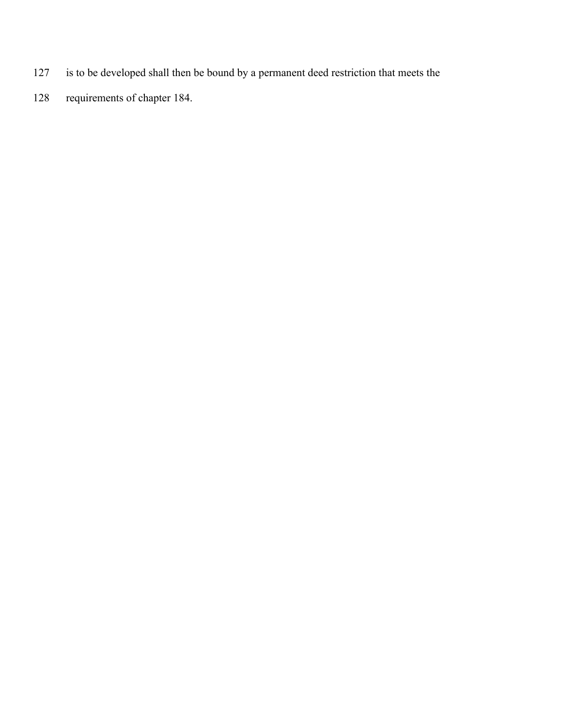127 is to be developed shall then be bound by a permanent deed restriction that meets the

128 requirements of chapter 184.